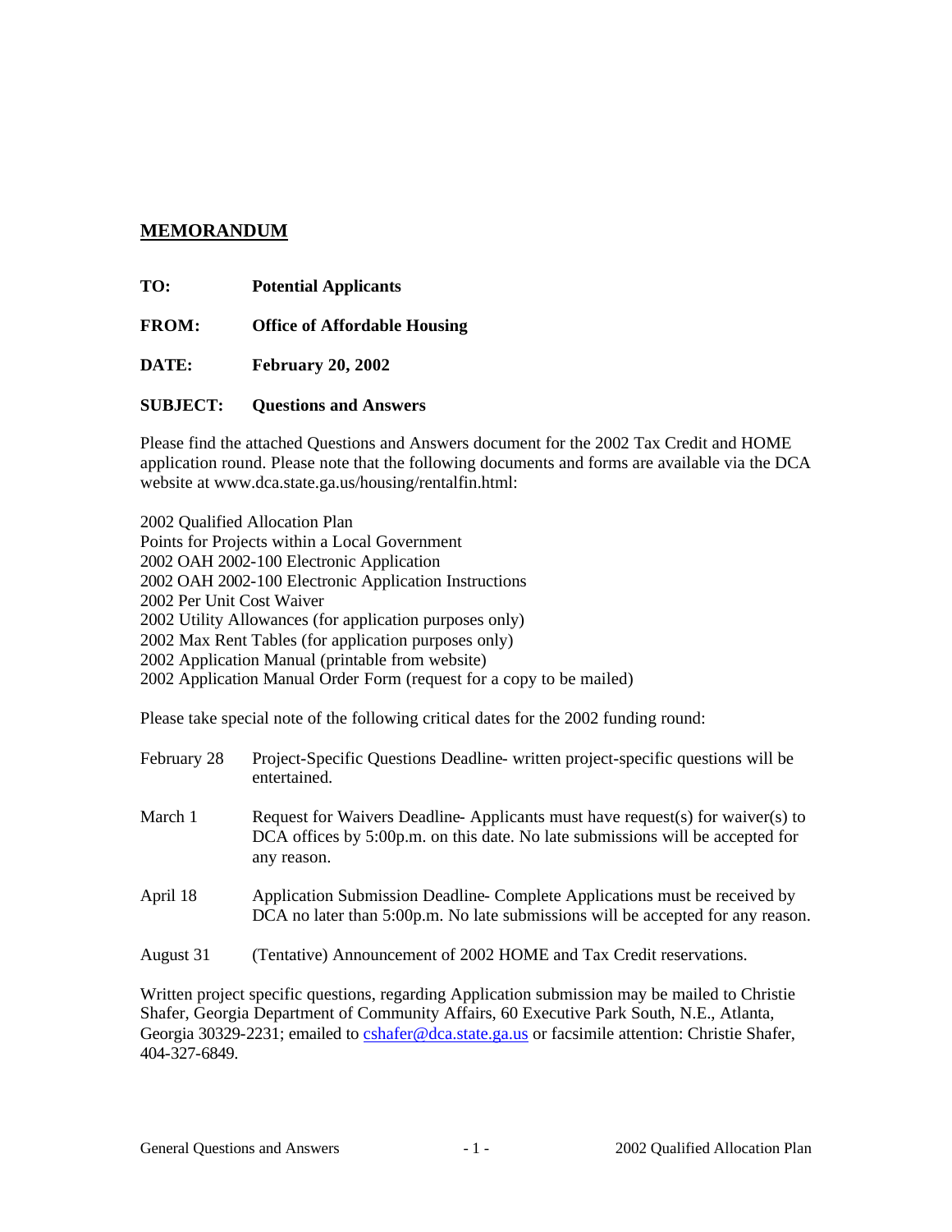# MEMORANDUM

**TO:** **Potential Applicants**

**FROM:** **Office of Affordable Housing**

**DATE:** **February 20, 2002**

**SUBJECT:** **Questions and Answers**

Please find the attached Questions and Answers document for the 2002 Tax Credit and HOME application round. Please note that the following documents and forms are available via the DCA website at www.dca.state.ga.us/housing/rentalfin.html:

2002 Qualified Allocation Plan
Points for Projects within a Local Government
2002 OAH 2002-100 Electronic Application
2002 OAH 2002-100 Electronic Application Instructions
2002 Per Unit Cost Waiver
2002 Utility Allowances (for application purposes only)
2002 Max Rent Tables (for application purposes only)
2002 Application Manual (printable from website)
2002 Application Manual Order Form (request for a copy to be mailed)

Please take special note of the following critical dates for the 2002 funding round:

| | |
|---|---|
| February 28 | Project-Specific Questions Deadline- written project-specific questions will be entertained. |
| March 1 | Request for Waivers Deadline- Applicants must have request(s) for waiver(s) to DCA offices by 5:00p.m. on this date. No late submissions will be accepted for any reason. |
| April 18 | Application Submission Deadline- Complete Applications must be received by DCA no later than 5:00p.m. No late submissions will be accepted for any reason. |
| August 31 | (Tentative) Announcement of 2002 HOME and Tax Credit reservations. |

Written project specific questions, regarding Application submission may be mailed to Christie Shafer, Georgia Department of Community Affairs, 60 Executive Park South, N.E., Atlanta, Georgia 30329-2231; emailed to cshafer@dca.state.ga.us or facsimile attention: Christie Shafer, 404-327-6849.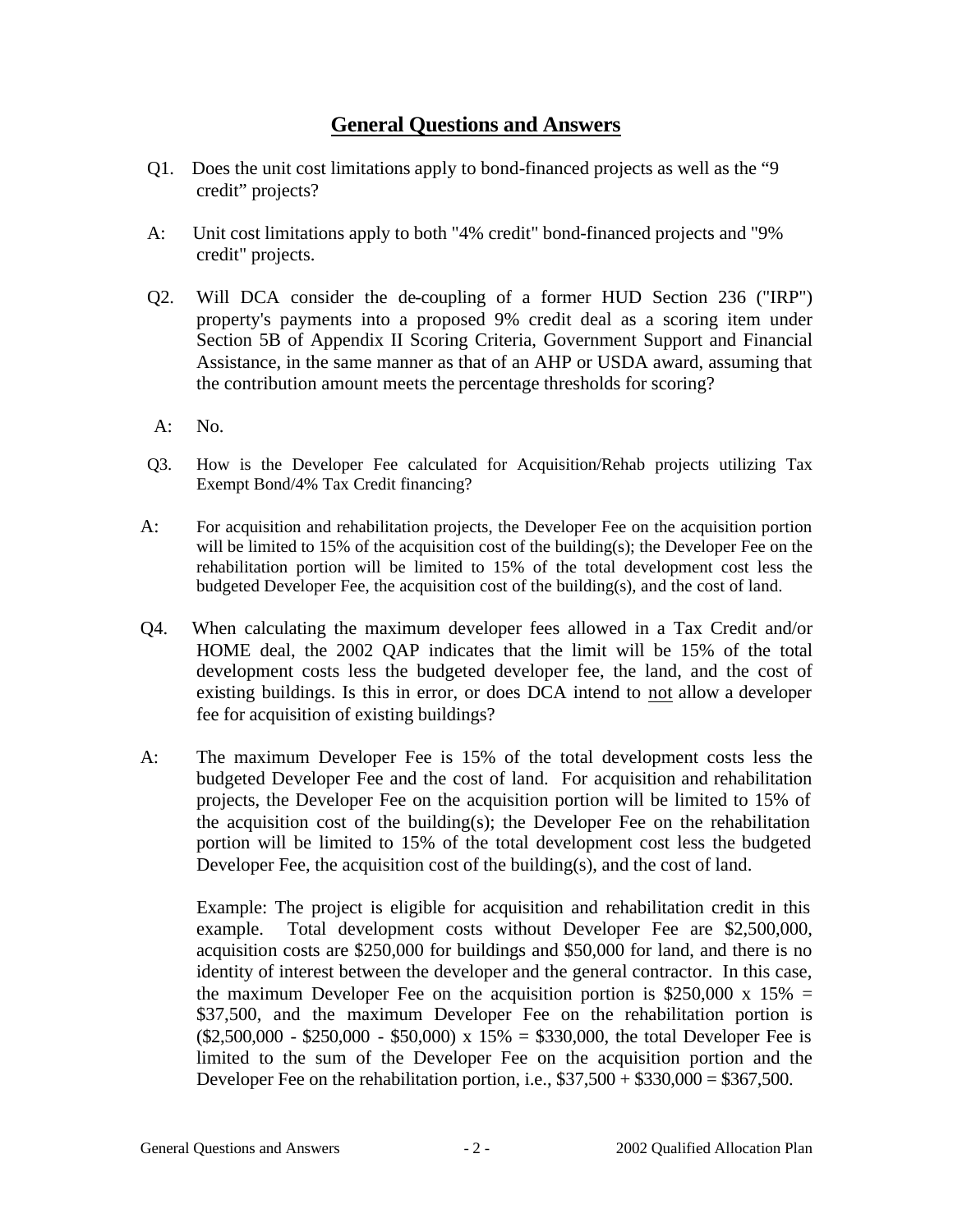## General Questions and Answers

Q1. Does the unit cost limitations apply to bond-financed projects as well as the "9 credit" projects?

A: Unit cost limitations apply to both "4% credit" bond-financed projects and "9% credit" projects.

Q2. Will DCA consider the de-coupling of a former HUD Section 236 ("IRP") property's payments into a proposed 9% credit deal as a scoring item under Section 5B of Appendix II Scoring Criteria, Government Support and Financial Assistance, in the same manner as that of an AHP or USDA award, assuming that the contribution amount meets the percentage thresholds for scoring?

A: No.

Q3. How is the Developer Fee calculated for Acquisition/Rehab projects utilizing Tax Exempt Bond/4% Tax Credit financing?

A: For acquisition and rehabilitation projects, the Developer Fee on the acquisition portion will be limited to 15% of the acquisition cost of the building(s); the Developer Fee on the rehabilitation portion will be limited to 15% of the total development cost less the budgeted Developer Fee, the acquisition cost of the building(s), and the cost of land.

Q4. When calculating the maximum developer fees allowed in a Tax Credit and/or HOME deal, the 2002 QAP indicates that the limit will be 15% of the total development costs less the budgeted developer fee, the land, and the cost of existing buildings. Is this in error, or does DCA intend to not allow a developer fee for acquisition of existing buildings?

A: The maximum Developer Fee is 15% of the total development costs less the budgeted Developer Fee and the cost of land. For acquisition and rehabilitation projects, the Developer Fee on the acquisition portion will be limited to 15% of the acquisition cost of the building(s); the Developer Fee on the rehabilitation portion will be limited to 15% of the total development cost less the budgeted Developer Fee, the acquisition cost of the building(s), and the cost of land.

Example: The project is eligible for acquisition and rehabilitation credit in this example. Total development costs without Developer Fee are $2,500,000, acquisition costs are $250,000 for buildings and $50,000 for land, and there is no identity of interest between the developer and the general contractor. In this case, the maximum Developer Fee on the acquisition portion is $250,000 x 15% = $37,500, and the maximum Developer Fee on the rehabilitation portion is ($2,500,000 - $250,000 - $50,000) x 15% = $330,000, the total Developer Fee is limited to the sum of the Developer Fee on the acquisition portion and the Developer Fee on the rehabilitation portion, i.e., $37,500 + $330,000 = $367,500.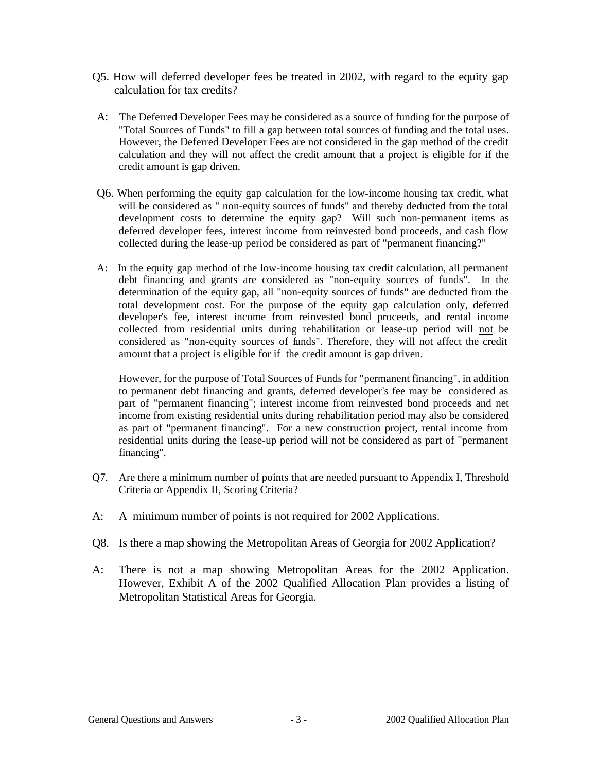Q5. How will deferred developer fees be treated in 2002, with regard to the equity gap calculation for tax credits?

A: The Deferred Developer Fees may be considered as a source of funding for the purpose of "Total Sources of Funds" to fill a gap between total sources of funding and the total uses. However, the Deferred Developer Fees are not considered in the gap method of the credit calculation and they will not affect the credit amount that a project is eligible for if the credit amount is gap driven.

Q6. When performing the equity gap calculation for the low-income housing tax credit, what will be considered as " non-equity sources of funds" and thereby deducted from the total development costs to determine the equity gap? Will such non-permanent items as deferred developer fees, interest income from reinvested bond proceeds, and cash flow collected during the lease-up period be considered as part of "permanent financing?"

A: In the equity gap method of the low-income housing tax credit calculation, all permanent debt financing and grants are considered as "non-equity sources of funds". In the determination of the equity gap, all "non-equity sources of funds" are deducted from the total development cost. For the purpose of the equity gap calculation only, deferred developer's fee, interest income from reinvested bond proceeds, and rental income collected from residential units during rehabilitation or lease-up period will <u>not</u> be considered as "non-equity sources of funds". Therefore, they will not affect the credit amount that a project is eligible for if the credit amount is gap driven.

However, for the purpose of Total Sources of Funds for "permanent financing", in addition to permanent debt financing and grants, deferred developer's fee may be considered as part of "permanent financing"; interest income from reinvested bond proceeds and net income from existing residential units during rehabilitation period may also be considered as part of "permanent financing". For a new construction project, rental income from residential units during the lease-up period will not be considered as part of "permanent financing".

Q7. Are there a minimum number of points that are needed pursuant to Appendix I, Threshold Criteria or Appendix II, Scoring Criteria?

A: A minimum number of points is not required for 2002 Applications.

Q8. Is there a map showing the Metropolitan Areas of Georgia for 2002 Application?

A: There is not a map showing Metropolitan Areas for the 2002 Application. However, Exhibit A of the 2002 Qualified Allocation Plan provides a listing of Metropolitan Statistical Areas for Georgia.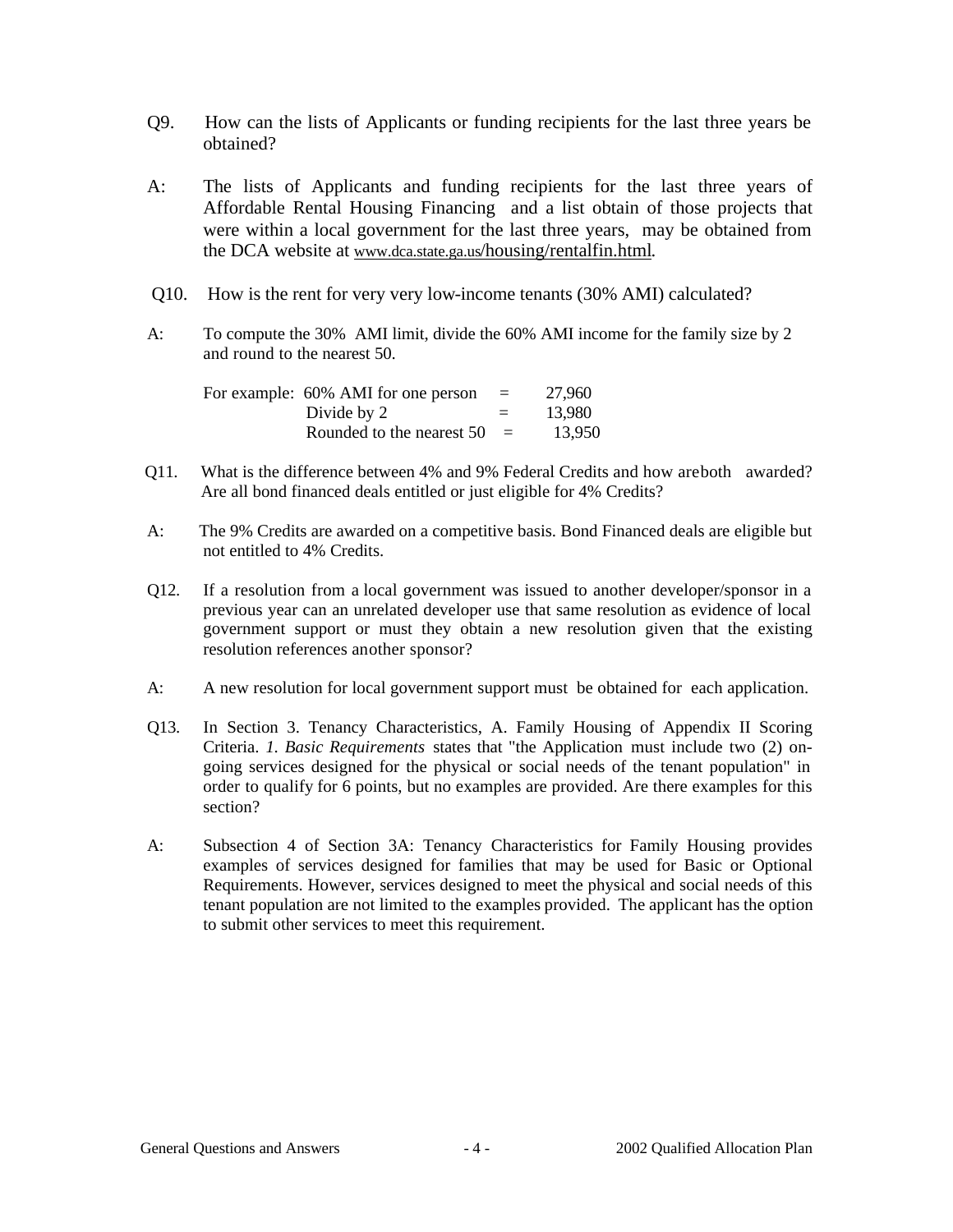Q9. How can the lists of Applicants or funding recipients for the last three years be obtained?

A: The lists of Applicants and funding recipients for the last three years of Affordable Rental Housing Financing and a list obtain of those projects that were within a local government for the last three years, may be obtained from the DCA website at www.dca.state.ga.us/housing/rentalfin.html.

Q10. How is the rent for very very low-income tenants (30% AMI) calculated?

A: To compute the 30% AMI limit, divide the 60% AMI income for the family size by 2 and round to the nearest 50.

| For example: | | |
|---|---|---|
| 60% AMI for one person | = | 27,960 |
| Divide by 2 | = | 13,980 |
| Rounded to the nearest 50 | = | 13,950 |

Q11. What is the difference between 4% and 9% Federal Credits and how areboth awarded? Are all bond financed deals entitled or just eligible for 4% Credits?

A: The 9% Credits are awarded on a competitive basis. Bond Financed deals are eligible but not entitled to 4% Credits.

Q12. If a resolution from a local government was issued to another developer/sponsor in a previous year can an unrelated developer use that same resolution as evidence of local government support or must they obtain a new resolution given that the existing resolution references another sponsor?

A: A new resolution for local government support must be obtained for each application.

Q13. In Section 3. Tenancy Characteristics, A. Family Housing of Appendix II Scoring Criteria. *1. Basic Requirements* states that "the Application must include two (2) on-going services designed for the physical or social needs of the tenant population" in order to qualify for 6 points, but no examples are provided. Are there examples for this section?

A: Subsection 4 of Section 3A: Tenancy Characteristics for Family Housing provides examples of services designed for families that may be used for Basic or Optional Requirements. However, services designed to meet the physical and social needs of this tenant population are not limited to the examples provided. The applicant has the option to submit other services to meet this requirement.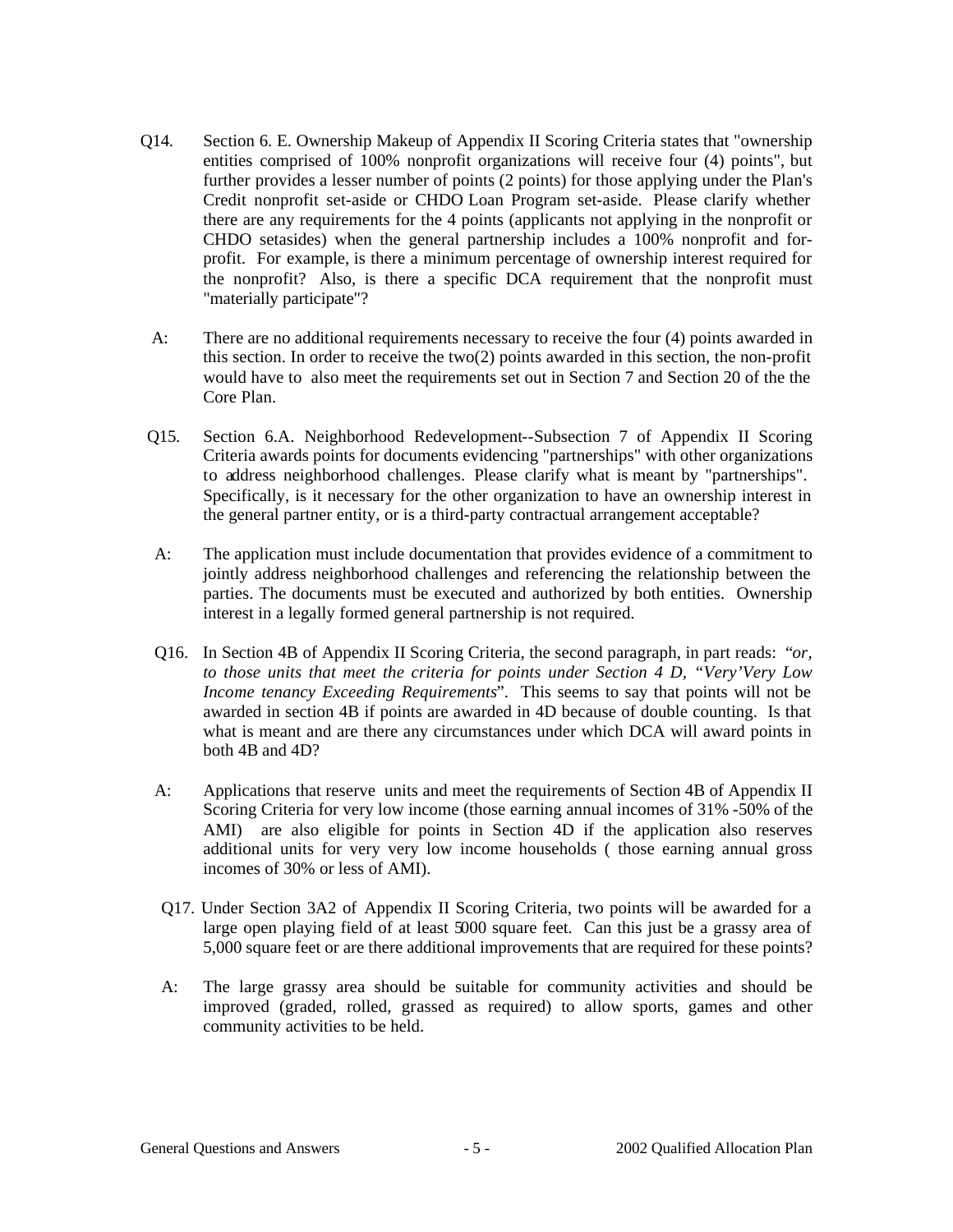Q14. Section 6. E. Ownership Makeup of Appendix II Scoring Criteria states that "ownership entities comprised of 100% nonprofit organizations will receive four (4) points", but further provides a lesser number of points (2 points) for those applying under the Plan's Credit nonprofit set-aside or CHDO Loan Program set-aside. Please clarify whether there are any requirements for the 4 points (applicants not applying in the nonprofit or CHDO setasides) when the general partnership includes a 100% nonprofit and for-profit. For example, is there a minimum percentage of ownership interest required for the nonprofit? Also, is there a specific DCA requirement that the nonprofit must "materially participate"?

A: There are no additional requirements necessary to receive the four (4) points awarded in this section. In order to receive the two(2) points awarded in this section, the non-profit would have to also meet the requirements set out in Section 7 and Section 20 of the the Core Plan.

Q15. Section 6.A. Neighborhood Redevelopment--Subsection 7 of Appendix II Scoring Criteria awards points for documents evidencing "partnerships" with other organizations to address neighborhood challenges. Please clarify what is meant by "partnerships". Specifically, is it necessary for the other organization to have an ownership interest in the general partner entity, or is a third-party contractual arrangement acceptable?

A: The application must include documentation that provides evidence of a commitment to jointly address neighborhood challenges and referencing the relationship between the parties. The documents must be executed and authorized by both entities. Ownership interest in a legally formed general partnership is not required.

Q16. In Section 4B of Appendix II Scoring Criteria, the second paragraph, in part reads: *"or, to those units that meet the criteria for points under Section 4 D, "Very'Very Low Income tenancy Exceeding Requirements*". This seems to say that points will not be awarded in section 4B if points are awarded in 4D because of double counting. Is that what is meant and are there any circumstances under which DCA will award points in both 4B and 4D?

A: Applications that reserve units and meet the requirements of Section 4B of Appendix II Scoring Criteria for very low income (those earning annual incomes of 31% -50% of the AMI) are also eligible for points in Section 4D if the application also reserves additional units for very very low income households ( those earning annual gross incomes of 30% or less of AMI).

Q17. Under Section 3A2 of Appendix II Scoring Criteria, two points will be awarded for a large open playing field of at least 5000 square feet. Can this just be a grassy area of 5,000 square feet or are there additional improvements that are required for these points?

A: The large grassy area should be suitable for community activities and should be improved (graded, rolled, grassed as required) to allow sports, games and other community activities to be held.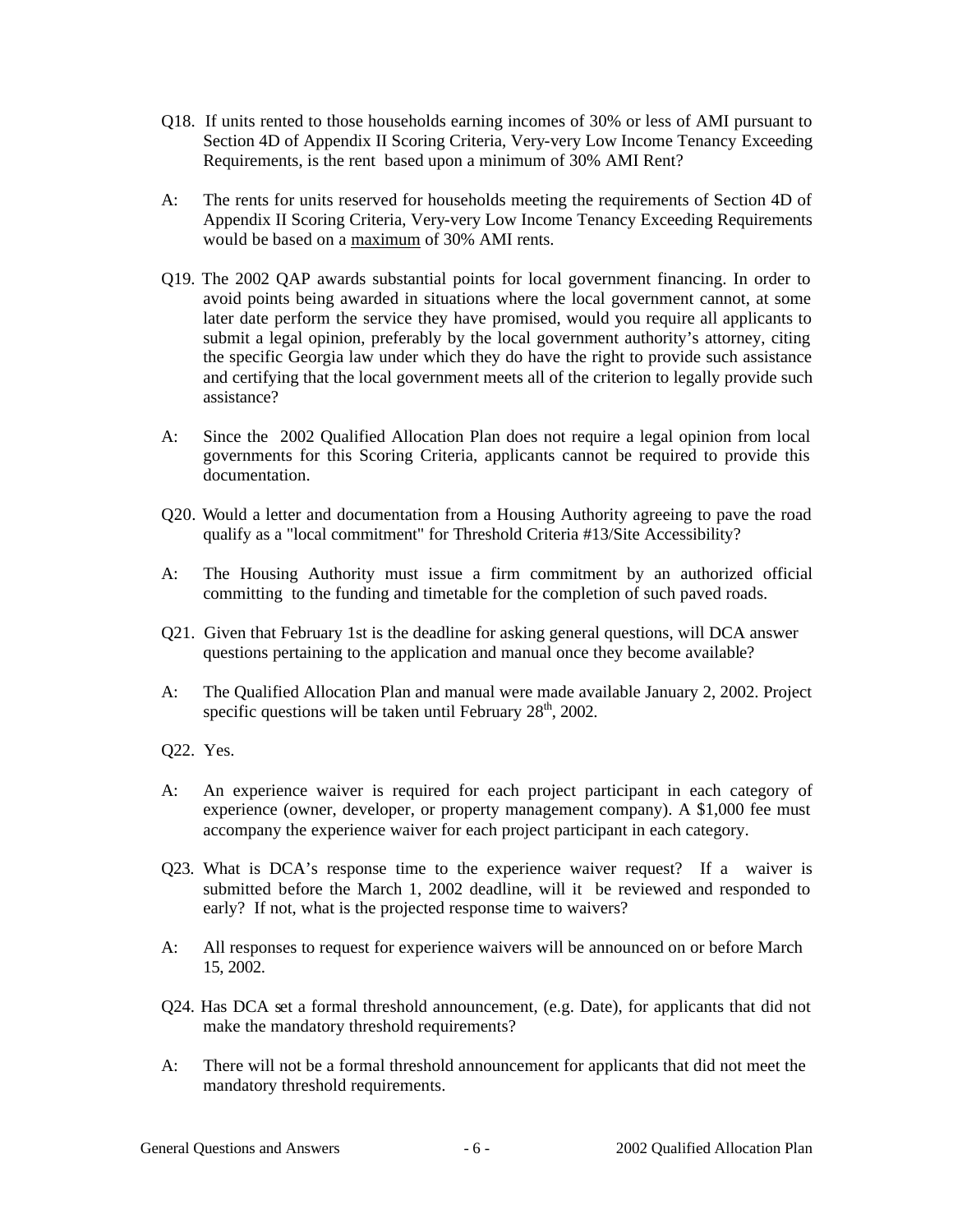Q18. If units rented to those households earning incomes of 30% or less of AMI pursuant to Section 4D of Appendix II Scoring Criteria, Very-very Low Income Tenancy Exceeding Requirements, is the rent based upon a minimum of 30% AMI Rent?

A: The rents for units reserved for households meeting the requirements of Section 4D of Appendix II Scoring Criteria, Very-very Low Income Tenancy Exceeding Requirements would be based on a <u>maximum</u> of 30% AMI rents.

Q19. The 2002 QAP awards substantial points for local government financing. In order to avoid points being awarded in situations where the local government cannot, at some later date perform the service they have promised, would you require all applicants to submit a legal opinion, preferably by the local government authority's attorney, citing the specific Georgia law under which they do have the right to provide such assistance and certifying that the local government meets all of the criterion to legally provide such assistance?

A: Since the 2002 Qualified Allocation Plan does not require a legal opinion from local governments for this Scoring Criteria, applicants cannot be required to provide this documentation.

Q20. Would a letter and documentation from a Housing Authority agreeing to pave the road qualify as a "local commitment" for Threshold Criteria #13/Site Accessibility?

A: The Housing Authority must issue a firm commitment by an authorized official committing to the funding and timetable for the completion of such paved roads.

Q21. Given that February 1st is the deadline for asking general questions, will DCA answer questions pertaining to the application and manual once they become available?

A: The Qualified Allocation Plan and manual were made available January 2, 2002. Project specific questions will be taken until February 28th, 2002.

Q22. Yes.

A: An experience waiver is required for each project participant in each category of experience (owner, developer, or property management company). A $1,000 fee must accompany the experience waiver for each project participant in each category.

Q23. What is DCA's response time to the experience waiver request? If a waiver is submitted before the March 1, 2002 deadline, will it be reviewed and responded to early? If not, what is the projected response time to waivers?

A: All responses to request for experience waivers will be announced on or before March 15, 2002.

Q24. Has DCA set a formal threshold announcement, (e.g. Date), for applicants that did not make the mandatory threshold requirements?

A: There will not be a formal threshold announcement for applicants that did not meet the mandatory threshold requirements.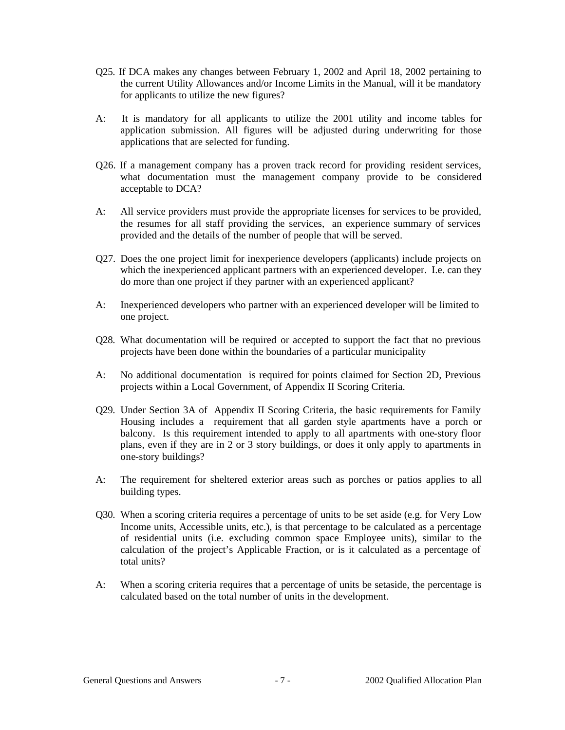Q25. If DCA makes any changes between February 1, 2002 and April 18, 2002 pertaining to the current Utility Allowances and/or Income Limits in the Manual, will it be mandatory for applicants to utilize the new figures?

A: It is mandatory for all applicants to utilize the 2001 utility and income tables for application submission. All figures will be adjusted during underwriting for those applications that are selected for funding.

Q26. If a management company has a proven track record for providing resident services, what documentation must the management company provide to be considered acceptable to DCA?

A: All service providers must provide the appropriate licenses for services to be provided, the resumes for all staff providing the services, an experience summary of services provided and the details of the number of people that will be served.

Q27. Does the one project limit for inexperience developers (applicants) include projects on which the inexperienced applicant partners with an experienced developer. I.e. can they do more than one project if they partner with an experienced applicant?

A: Inexperienced developers who partner with an experienced developer will be limited to one project.

Q28. What documentation will be required or accepted to support the fact that no previous projects have been done within the boundaries of a particular municipality

A: No additional documentation is required for points claimed for Section 2D, Previous projects within a Local Government, of Appendix II Scoring Criteria.

Q29. Under Section 3A of Appendix II Scoring Criteria, the basic requirements for Family Housing includes a requirement that all garden style apartments have a porch or balcony. Is this requirement intended to apply to all apartments with one-story floor plans, even if they are in 2 or 3 story buildings, or does it only apply to apartments in one-story buildings?

A: The requirement for sheltered exterior areas such as porches or patios applies to all building types.

Q30. When a scoring criteria requires a percentage of units to be set aside (e.g. for Very Low Income units, Accessible units, etc.), is that percentage to be calculated as a percentage of residential units (i.e. excluding common space Employee units), similar to the calculation of the project's Applicable Fraction, or is it calculated as a percentage of total units?

A: When a scoring criteria requires that a percentage of units be setaside, the percentage is calculated based on the total number of units in the development.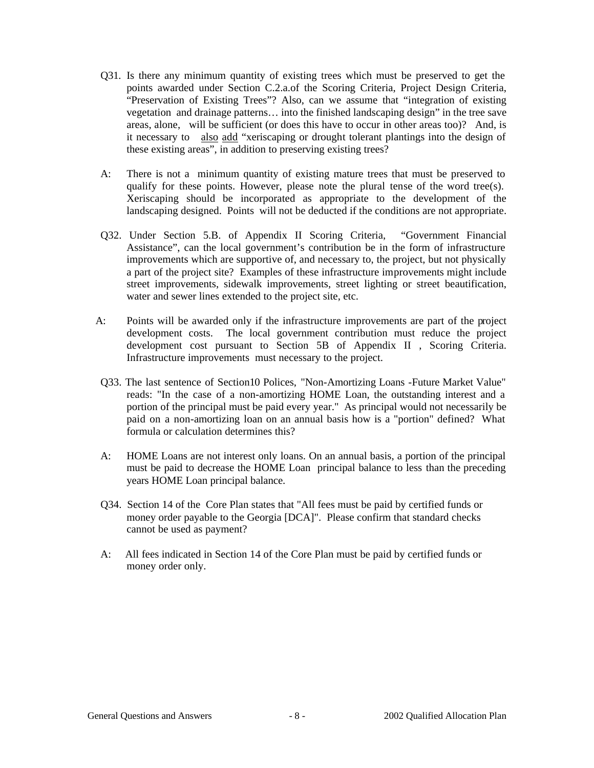Q31. Is there any minimum quantity of existing trees which must be preserved to get the points awarded under Section C.2.a.of the Scoring Criteria, Project Design Criteria, "Preservation of Existing Trees"? Also, can we assume that "integration of existing vegetation and drainage patterns… into the finished landscaping design" in the tree save areas, alone, will be sufficient (or does this have to occur in other areas too)? And, is it necessary to <u>also</u> <u>add</u> "xeriscaping or drought tolerant plantings into the design of these existing areas", in addition to preserving existing trees?

A: There is not a minimum quantity of existing mature trees that must be preserved to qualify for these points. However, please note the plural tense of the word tree(s). Xeriscaping should be incorporated as appropriate to the development of the landscaping designed. Points will not be deducted if the conditions are not appropriate.

Q32. Under Section 5.B. of Appendix II Scoring Criteria, "Government Financial Assistance", can the local government's contribution be in the form of infrastructure improvements which are supportive of, and necessary to, the project, but not physically a part of the project site? Examples of these infrastructure improvements might include street improvements, sidewalk improvements, street lighting or street beautification, water and sewer lines extended to the project site, etc.

A: Points will be awarded only if the infrastructure improvements are part of the project development costs. The local government contribution must reduce the project development cost pursuant to Section 5B of Appendix II , Scoring Criteria. Infrastructure improvements must necessary to the project.

Q33. The last sentence of Section10 Polices, "Non-Amortizing Loans -Future Market Value" reads: "In the case of a non-amortizing HOME Loan, the outstanding interest and a portion of the principal must be paid every year." As principal would not necessarily be paid on a non-amortizing loan on an annual basis how is a "portion" defined? What formula or calculation determines this?

A: HOME Loans are not interest only loans. On an annual basis, a portion of the principal must be paid to decrease the HOME Loan principal balance to less than the preceding years HOME Loan principal balance.

Q34. Section 14 of the Core Plan states that "All fees must be paid by certified funds or money order payable to the Georgia [DCA]". Please confirm that standard checks cannot be used as payment?

A: All fees indicated in Section 14 of the Core Plan must be paid by certified funds or money order only.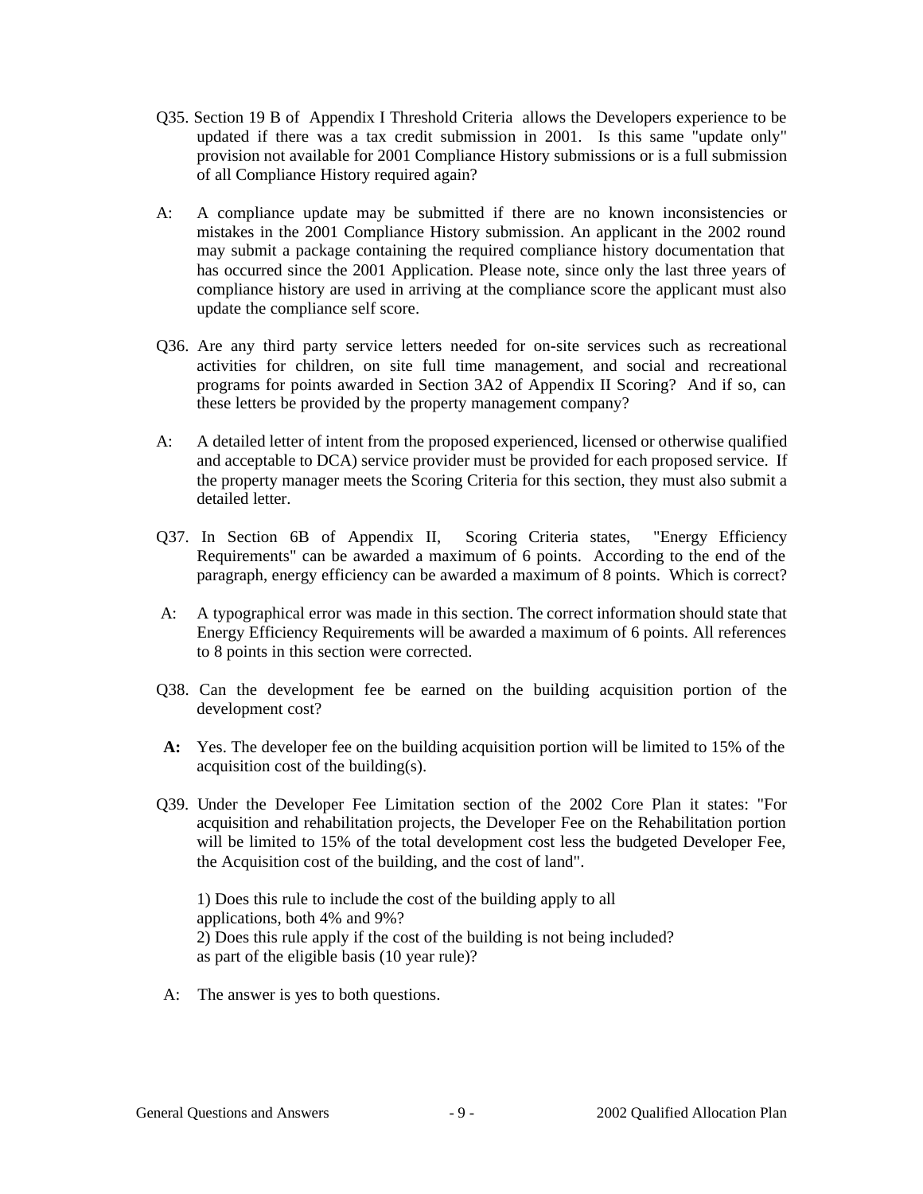Q35. Section 19 B of Appendix I Threshold Criteria allows the Developers experience to be updated if there was a tax credit submission in 2001. Is this same "update only" provision not available for 2001 Compliance History submissions or is a full submission of all Compliance History required again?

A: A compliance update may be submitted if there are no known inconsistencies or mistakes in the 2001 Compliance History submission. An applicant in the 2002 round may submit a package containing the required compliance history documentation that has occurred since the 2001 Application. Please note, since only the last three years of compliance history are used in arriving at the compliance score the applicant must also update the compliance self score.

Q36. Are any third party service letters needed for on-site services such as recreational activities for children, on site full time management, and social and recreational programs for points awarded in Section 3A2 of Appendix II Scoring? And if so, can these letters be provided by the property management company?

A: A detailed letter of intent from the proposed experienced, licensed or otherwise qualified and acceptable to DCA) service provider must be provided for each proposed service. If the property manager meets the Scoring Criteria for this section, they must also submit a detailed letter.

Q37. In Section 6B of Appendix II, Scoring Criteria states, "Energy Efficiency Requirements" can be awarded a maximum of 6 points. According to the end of the paragraph, energy efficiency can be awarded a maximum of 8 points. Which is correct?

A: A typographical error was made in this section. The correct information should state that Energy Efficiency Requirements will be awarded a maximum of 6 points. All references to 8 points in this section were corrected.

Q38. Can the development fee be earned on the building acquisition portion of the development cost?

**A:** Yes. The developer fee on the building acquisition portion will be limited to 15% of the acquisition cost of the building(s).

Q39. Under the Developer Fee Limitation section of the 2002 Core Plan it states: "For acquisition and rehabilitation projects, the Developer Fee on the Rehabilitation portion will be limited to 15% of the total development cost less the budgeted Developer Fee, the Acquisition cost of the building, and the cost of land".

1) Does this rule to include the cost of the building apply to all applications, both 4% and 9%?
2) Does this rule apply if the cost of the building is not being included? as part of the eligible basis (10 year rule)?

A: The answer is yes to both questions.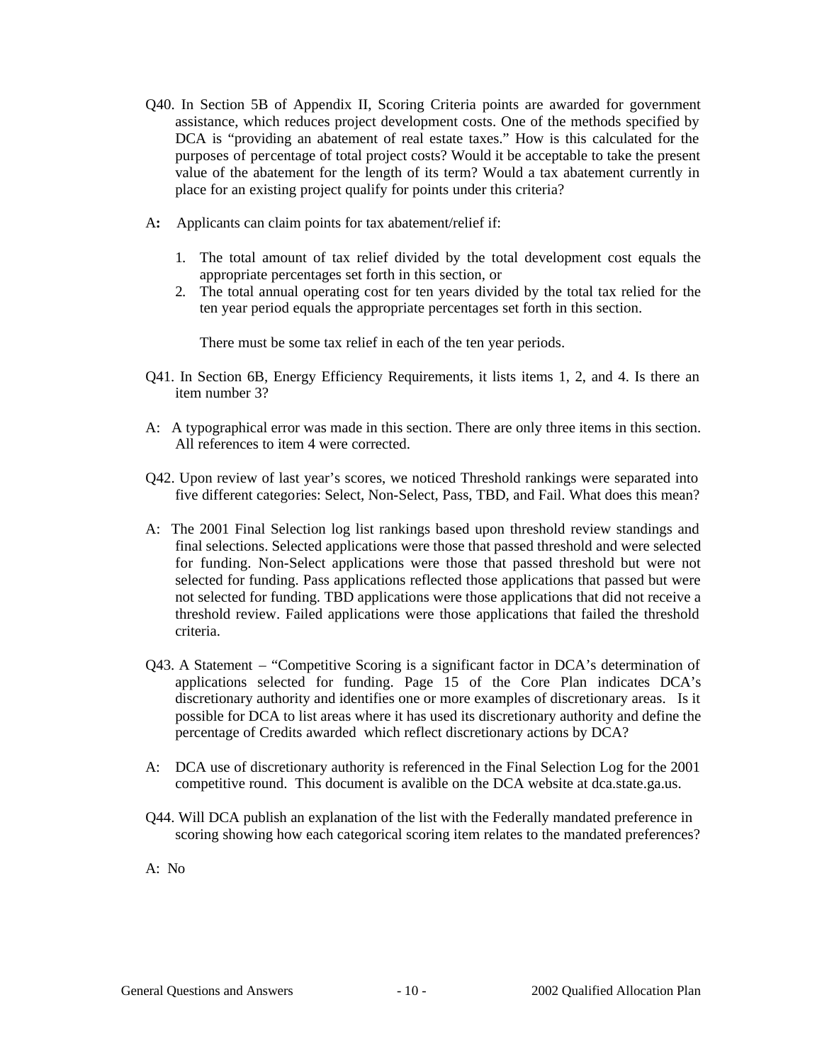Q40. In Section 5B of Appendix II, Scoring Criteria points are awarded for government assistance, which reduces project development costs. One of the methods specified by DCA is "providing an abatement of real estate taxes." How is this calculated for the purposes of percentage of total project costs? Would it be acceptable to take the present value of the abatement for the length of its term? Would a tax abatement currently in place for an existing project qualify for points under this criteria?

A**:** Applicants can claim points for tax abatement/relief if:

1. The total amount of tax relief divided by the total development cost equals the appropriate percentages set forth in this section, or
2. The total annual operating cost for ten years divided by the total tax relied for the ten year period equals the appropriate percentages set forth in this section.

   There must be some tax relief in each of the ten year periods.

Q41. In Section 6B, Energy Efficiency Requirements, it lists items 1, 2, and 4. Is there an item number 3?

A: A typographical error was made in this section. There are only three items in this section. All references to item 4 were corrected.

Q42. Upon review of last year's scores, we noticed Threshold rankings were separated into five different categories: Select, Non-Select, Pass, TBD, and Fail. What does this mean?

A: The 2001 Final Selection log list rankings based upon threshold review standings and final selections. Selected applications were those that passed threshold and were selected for funding. Non-Select applications were those that passed threshold but were not selected for funding. Pass applications reflected those applications that passed but were not selected for funding. TBD applications were those applications that did not receive a threshold review. Failed applications were those applications that failed the threshold criteria.

Q43. A Statement – "Competitive Scoring is a significant factor in DCA's determination of applications selected for funding. Page 15 of the Core Plan indicates DCA's discretionary authority and identifies one or more examples of discretionary areas. Is it possible for DCA to list areas where it has used its discretionary authority and define the percentage of Credits awarded which reflect discretionary actions by DCA?

A: DCA use of discretionary authority is referenced in the Final Selection Log for the 2001 competitive round. This document is avalible on the DCA website at dca.state.ga.us.

Q44. Will DCA publish an explanation of the list with the Federally mandated preference in scoring showing how each categorical scoring item relates to the mandated preferences?

A: No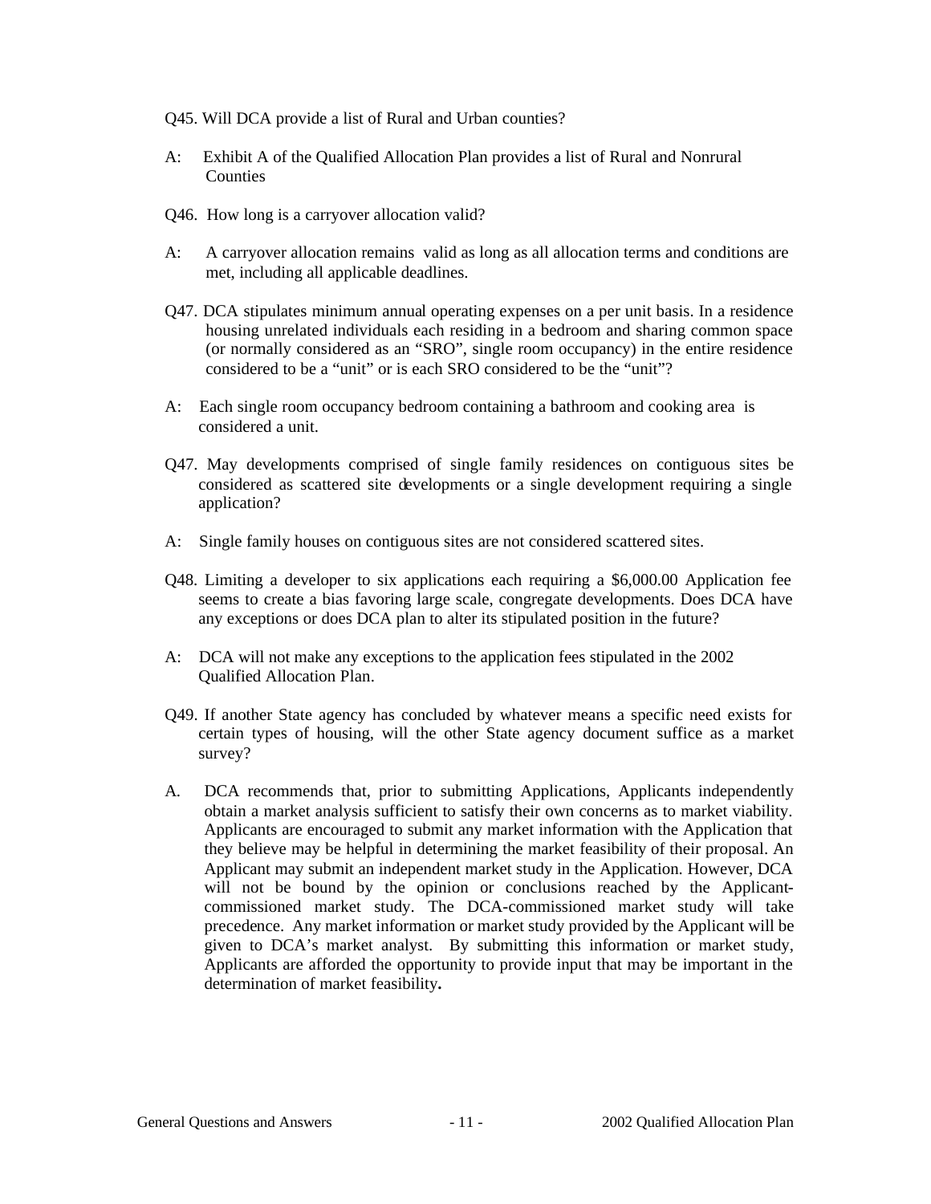Q45. Will DCA provide a list of Rural and Urban counties?

A: Exhibit A of the Qualified Allocation Plan provides a list of Rural and Nonrural Counties

Q46. How long is a carryover allocation valid?

A: A carryover allocation remains valid as long as all allocation terms and conditions are met, including all applicable deadlines.

Q47. DCA stipulates minimum annual operating expenses on a per unit basis. In a residence housing unrelated individuals each residing in a bedroom and sharing common space (or normally considered as an "SRO", single room occupancy) in the entire residence considered to be a "unit" or is each SRO considered to be the "unit"?

A: Each single room occupancy bedroom containing a bathroom and cooking area is considered a unit.

Q47. May developments comprised of single family residences on contiguous sites be considered as scattered site developments or a single development requiring a single application?

A: Single family houses on contiguous sites are not considered scattered sites.

Q48. Limiting a developer to six applications each requiring a $6,000.00 Application fee seems to create a bias favoring large scale, congregate developments. Does DCA have any exceptions or does DCA plan to alter its stipulated position in the future?

A: DCA will not make any exceptions to the application fees stipulated in the 2002 Qualified Allocation Plan.

Q49. If another State agency has concluded by whatever means a specific need exists for certain types of housing, will the other State agency document suffice as a market survey?

A. DCA recommends that, prior to submitting Applications, Applicants independently obtain a market analysis sufficient to satisfy their own concerns as to market viability. Applicants are encouraged to submit any market information with the Application that they believe may be helpful in determining the market feasibility of their proposal. An Applicant may submit an independent market study in the Application. However, DCA will not be bound by the opinion or conclusions reached by the Applicant-commissioned market study. The DCA-commissioned market study will take precedence. Any market information or market study provided by the Applicant will be given to DCA's market analyst. By submitting this information or market study, Applicants are afforded the opportunity to provide input that may be important in the determination of market feasibility**.**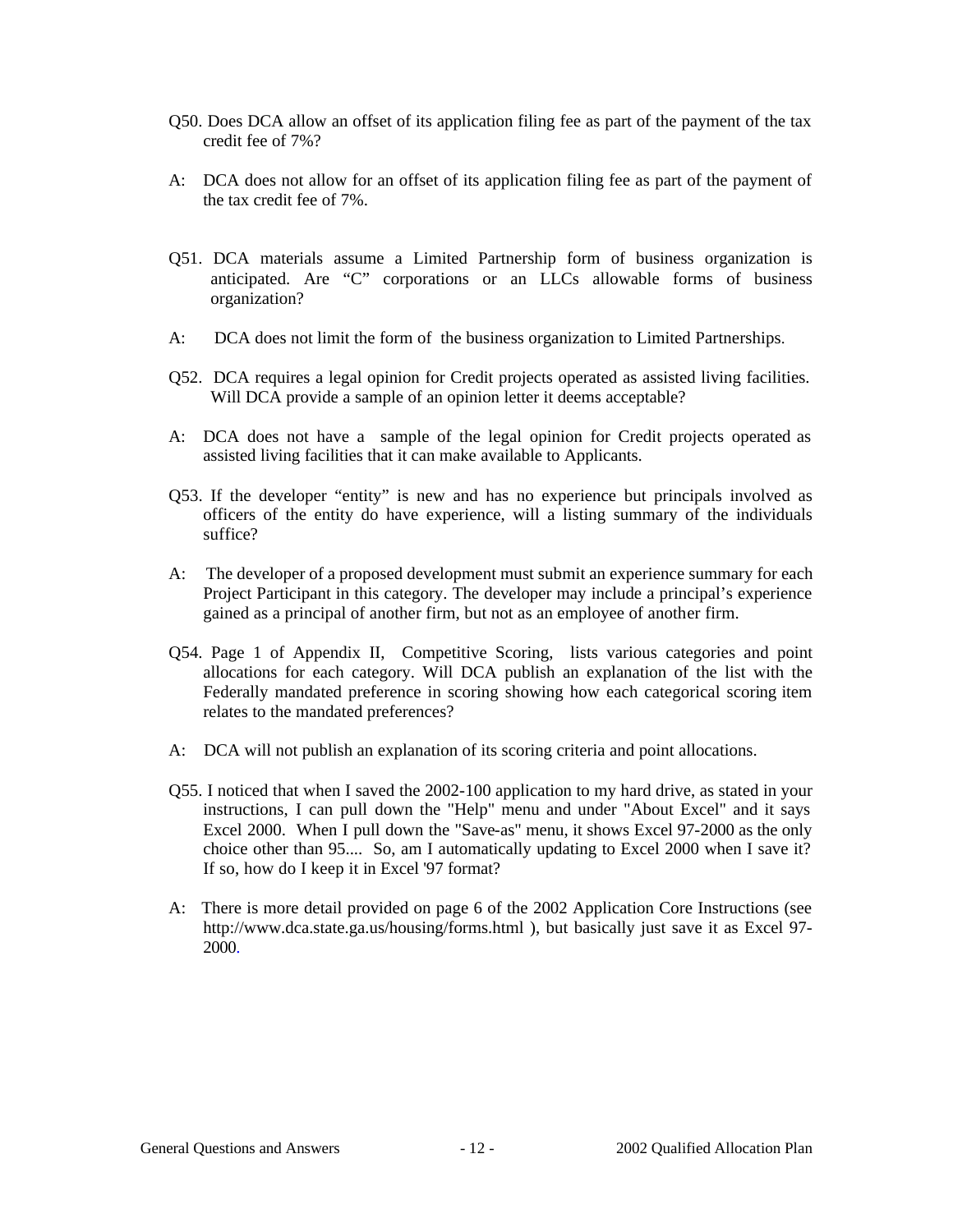Q50. Does DCA allow an offset of its application filing fee as part of the payment of the tax credit fee of 7%?

A: DCA does not allow for an offset of its application filing fee as part of the payment of the tax credit fee of 7%.

Q51. DCA materials assume a Limited Partnership form of business organization is anticipated. Are "C" corporations or an LLCs allowable forms of business organization?

A: DCA does not limit the form of the business organization to Limited Partnerships.

Q52. DCA requires a legal opinion for Credit projects operated as assisted living facilities. Will DCA provide a sample of an opinion letter it deems acceptable?

A: DCA does not have a sample of the legal opinion for Credit projects operated as assisted living facilities that it can make available to Applicants.

Q53. If the developer "entity" is new and has no experience but principals involved as officers of the entity do have experience, will a listing summary of the individuals suffice?

A: The developer of a proposed development must submit an experience summary for each Project Participant in this category. The developer may include a principal's experience gained as a principal of another firm, but not as an employee of another firm.

Q54. Page 1 of Appendix II, Competitive Scoring, lists various categories and point allocations for each category. Will DCA publish an explanation of the list with the Federally mandated preference in scoring showing how each categorical scoring item relates to the mandated preferences?

A: DCA will not publish an explanation of its scoring criteria and point allocations.

Q55. I noticed that when I saved the 2002-100 application to my hard drive, as stated in your instructions, I can pull down the "Help" menu and under "About Excel" and it says Excel 2000. When I pull down the "Save-as" menu, it shows Excel 97-2000 as the only choice other than 95.... So, am I automatically updating to Excel 2000 when I save it? If so, how do I keep it in Excel '97 format?

A: There is more detail provided on page 6 of the 2002 Application Core Instructions (see http://www.dca.state.ga.us/housing/forms.html ), but basically just save it as Excel 97-2000.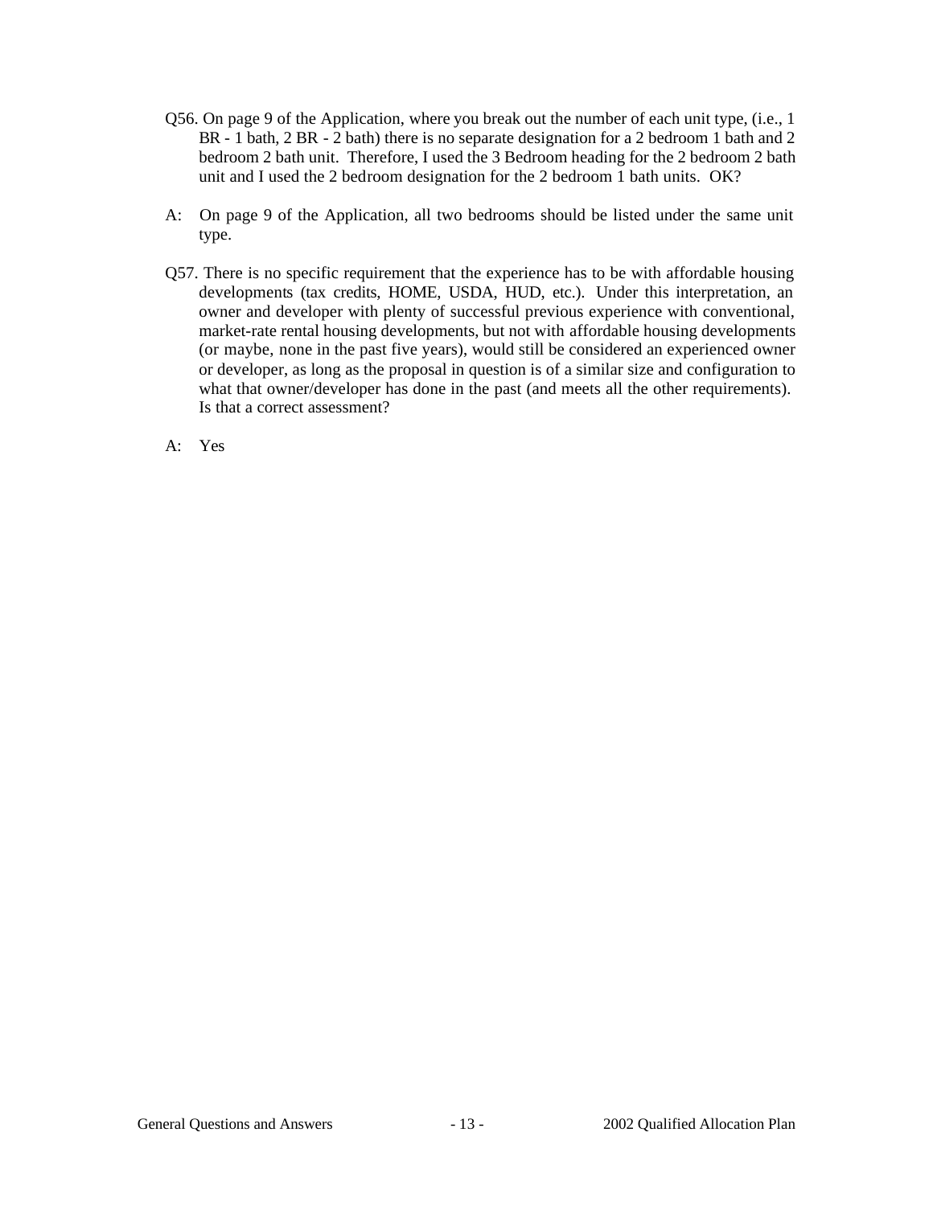Q56. On page 9 of the Application, where you break out the number of each unit type, (i.e., 1 BR - 1 bath, 2 BR - 2 bath) there is no separate designation for a 2 bedroom 1 bath and 2 bedroom 2 bath unit. Therefore, I used the 3 Bedroom heading for the 2 bedroom 2 bath unit and I used the 2 bedroom designation for the 2 bedroom 1 bath units. OK?

A: On page 9 of the Application, all two bedrooms should be listed under the same unit type.

Q57. There is no specific requirement that the experience has to be with affordable housing developments (tax credits, HOME, USDA, HUD, etc.). Under this interpretation, an owner and developer with plenty of successful previous experience with conventional, market-rate rental housing developments, but not with affordable housing developments (or maybe, none in the past five years), would still be considered an experienced owner or developer, as long as the proposal in question is of a similar size and configuration to what that owner/developer has done in the past (and meets all the other requirements). Is that a correct assessment?

A: Yes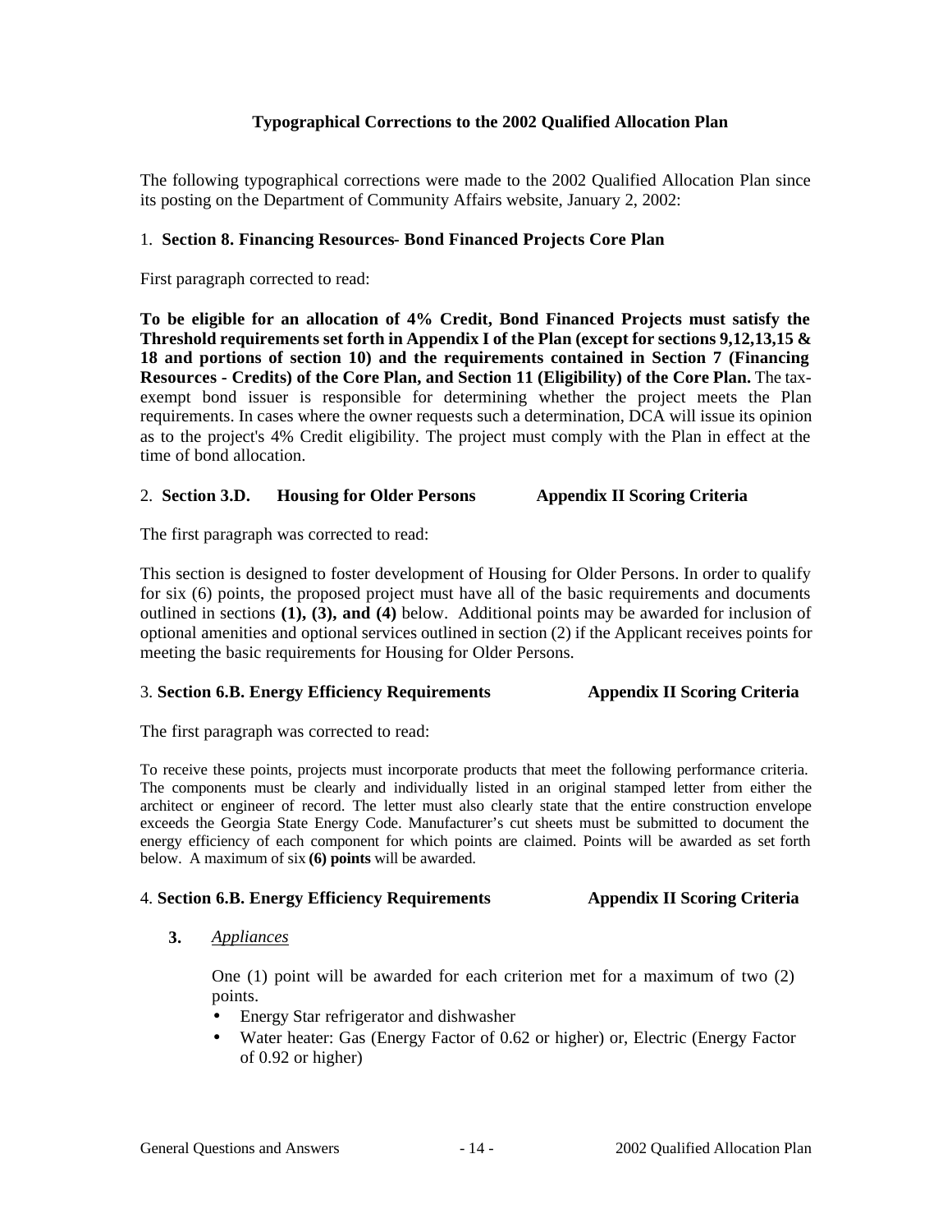## Typographical Corrections to the 2002 Qualified Allocation Plan

The following typographical corrections were made to the 2002 Qualified Allocation Plan since its posting on the Department of Community Affairs website, January 2, 2002:

1. **Section 8. Financing Resources- Bond Financed Projects Core Plan**

First paragraph corrected to read:

**To be eligible for an allocation of 4% Credit, Bond Financed Projects must satisfy the Threshold requirements set forth in Appendix I of the Plan (except for sections 9,12,13,15 & 18 and portions of section 10) and the requirements contained in Section 7 (Financing Resources - Credits) of the Core Plan, and Section 11 (Eligibility) of the Core Plan.** The tax-exempt bond issuer is responsible for determining whether the project meets the Plan requirements. In cases where the owner requests such a determination, DCA will issue its opinion as to the project's 4% Credit eligibility. The project must comply with the Plan in effect at the time of bond allocation.

2. **Section 3.D. Housing for Older Persons Appendix II Scoring Criteria**

The first paragraph was corrected to read:

This section is designed to foster development of Housing for Older Persons. In order to qualify for six (6) points, the proposed project must have all of the basic requirements and documents outlined in sections **(1), (3), and (4)** below. Additional points may be awarded for inclusion of optional amenities and optional services outlined in section (2) if the Applicant receives points for meeting the basic requirements for Housing for Older Persons.

3. **Section 6.B. Energy Efficiency Requirements Appendix II Scoring Criteria**

The first paragraph was corrected to read:

To receive these points, projects must incorporate products that meet the following performance criteria. The components must be clearly and individually listed in an original stamped letter from either the architect or engineer of record. The letter must also clearly state that the entire construction envelope exceeds the Georgia State Energy Code. Manufacturer's cut sheets must be submitted to document the energy efficiency of each component for which points are claimed. Points will be awarded as set forth below. A maximum of six **(6) points** will be awarded.

4. **Section 6.B. Energy Efficiency Requirements Appendix II Scoring Criteria**

**3.** *Appliances*

One (1) point will be awarded for each criterion met for a maximum of two (2) points.

- Energy Star refrigerator and dishwasher
- Water heater: Gas (Energy Factor of 0.62 or higher) or, Electric (Energy Factor of 0.92 or higher)